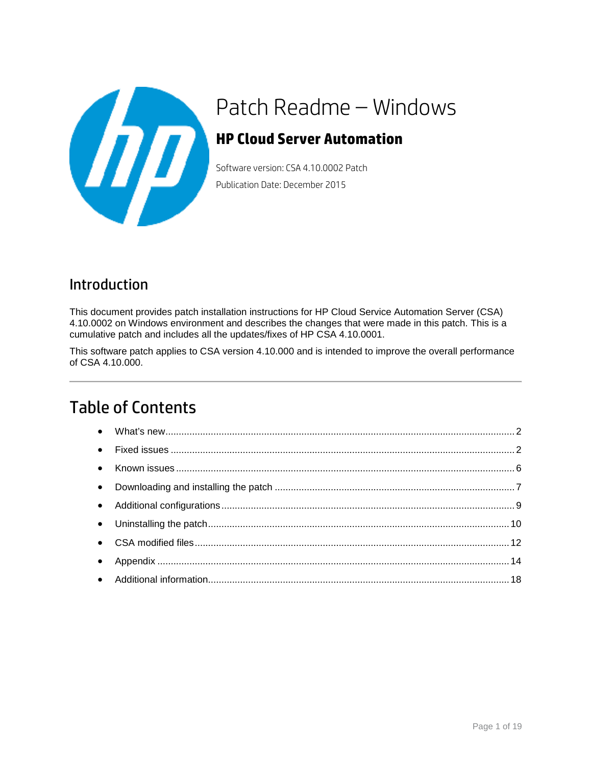# Patch Readme – Windows

## HP Cloud Server Automation

Software version: CSA 4.10.0002 Patch

Publication Date: December 2015

## Introduction

This document provides patch installation instructions for HP Cloud Service Automation Server (CSA) 4.10.0002 on Windows environment and describes the changes that were made in this patch. This is a cumulative patch and includes all the updates/fixes of HP CSA 4.10.0001.

This software patch applies to CSA version 4.10.000 and is intended to improve the overall performance of CSA 4.10.000.

---

## Table of Contents

- What's new.................................................................................................................2
- Fixed issues ...............................................................................................................2
- Known issues .............................................................................................................6
- Downloading and installing the patch .........................................................................7
- Additional configurations............................................................................................9
- Uninstalling the patch................................................................................................10
- CSA modified files....................................................................................................12
- Appendix ..................................................................................................................14
- Additional information...............................................................................................18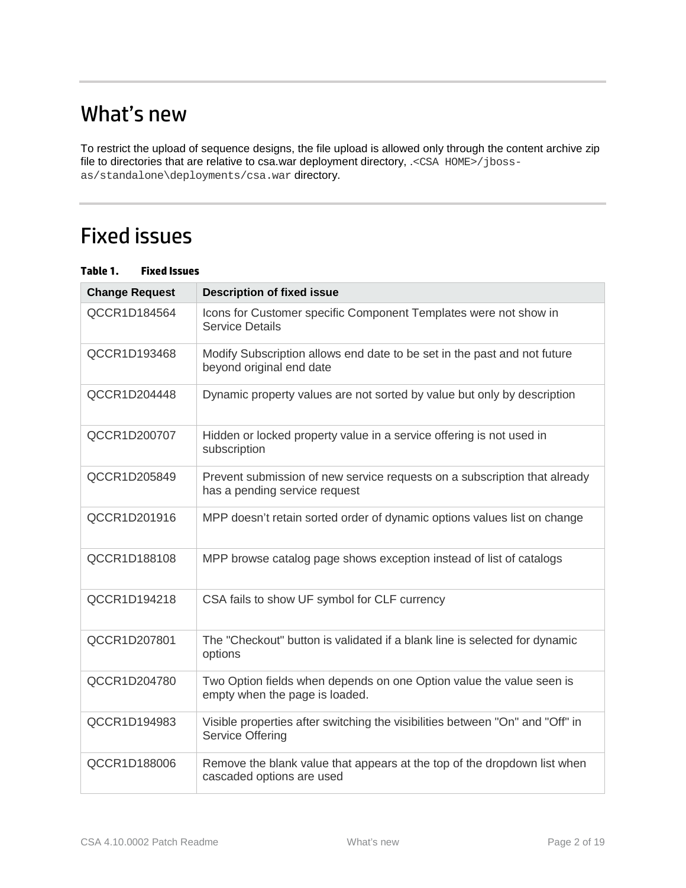## What's new

To restrict the upload of sequence designs, the file upload is allowed only through the content archive zip file to directories that are relative to csa.war deployment directory, .`<CSA HOME>/jboss-as/standalone\deployments/csa.war` directory.

## Fixed issues

**Table 1. Fixed Issues**

| Change Request | Description of fixed issue |
|---|---|
| QCCR1D184564 | Icons for Customer specific Component Templates were not show in Service Details |
| QCCR1D193468 | Modify Subscription allows end date to be set in the past and not future beyond original end date |
| QCCR1D204448 | Dynamic property values are not sorted by value but only by description |
| QCCR1D200707 | Hidden or locked property value in a service offering is not used in subscription |
| QCCR1D205849 | Prevent submission of new service requests on a subscription that already has a pending service request |
| QCCR1D201916 | MPP doesn't retain sorted order of dynamic options values list on change |
| QCCR1D188108 | MPP browse catalog page shows exception instead of list of catalogs |
| QCCR1D194218 | CSA fails to show UF symbol for CLF currency |
| QCCR1D207801 | The "Checkout" button is validated if a blank line is selected for dynamic options |
| QCCR1D204780 | Two Option fields when depends on one Option value the value seen is empty when the page is loaded. |
| QCCR1D194983 | Visible properties after switching the visibilities between "On" and "Off" in Service Offering |
| QCCR1D188006 | Remove the blank value that appears at the top of the dropdown list when cascaded options are used |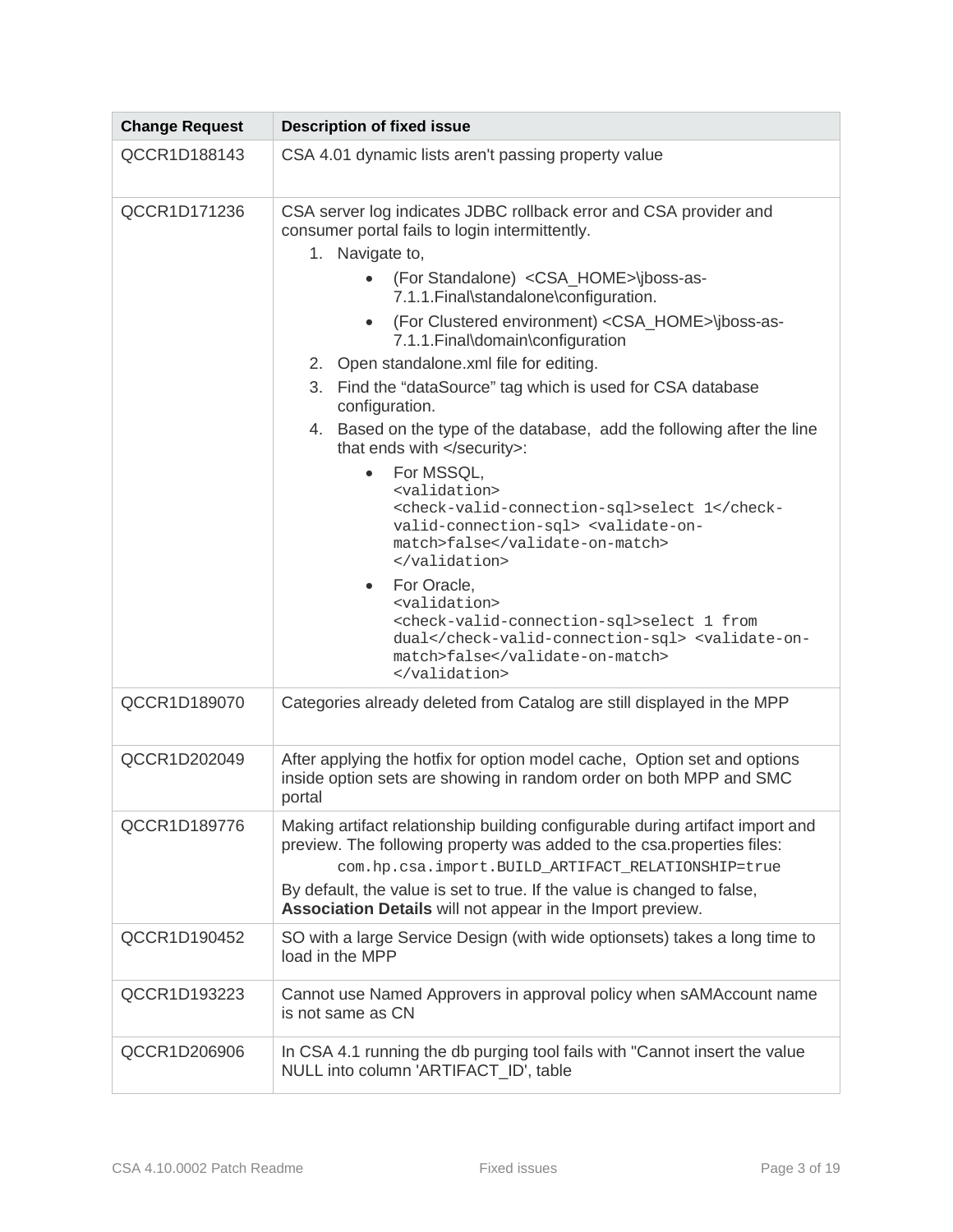| Change Request | Description of fixed issue |
| --- | --- |
| QCCR1D188143 | CSA 4.01 dynamic lists aren't passing property value |
| QCCR1D171236 | CSA server log indicates JDBC rollback error and CSA provider and consumer portal fails to login intermittently.<br>1. Navigate to,<br>• (For Standalone) <CSA_HOME>\jboss-as-7.1.1.Final\standalone\configuration.<br>• (For Clustered environment) <CSA_HOME>\jboss-as-7.1.1.Final\domain\configuration<br>2. Open standalone.xml file for editing.<br>3. Find the "dataSource" tag which is used for CSA database configuration.<br>4. Based on the type of the database, add the following after the line that ends with </security>:<br>• For MSSQL,<br>`<validation> <check-valid-connection-sql>select 1</check-valid-connection-sql> <validate-on-match>false</validate-on-match> </validation>`<br>• For Oracle,<br>`<validation> <check-valid-connection-sql>select 1 from dual</check-valid-connection-sql> <validate-on-match>false</validate-on-match> </validation>` |
| QCCR1D189070 | Categories already deleted from Catalog are still displayed in the MPP |
| QCCR1D202049 | After applying the hotfix for option model cache, Option set and options inside option sets are showing in random order on both MPP and SMC portal |
| QCCR1D189776 | Making artifact relationship building configurable during artifact import and preview. The following property was added to the csa.properties files:<br>`com.hp.csa.import.BUILD_ARTIFACT_RELATIONSHIP=true`<br>By default, the value is set to true. If the value is changed to false, **Association Details** will not appear in the Import preview. |
| QCCR1D190452 | SO with a large Service Design (with wide optionsets) takes a long time to load in the MPP |
| QCCR1D193223 | Cannot use Named Approvers in approval policy when sAMAccount name is not same as CN |
| QCCR1D206906 | In CSA 4.1 running the db purging tool fails with "Cannot insert the value NULL into column 'ARTIFACT_ID', table |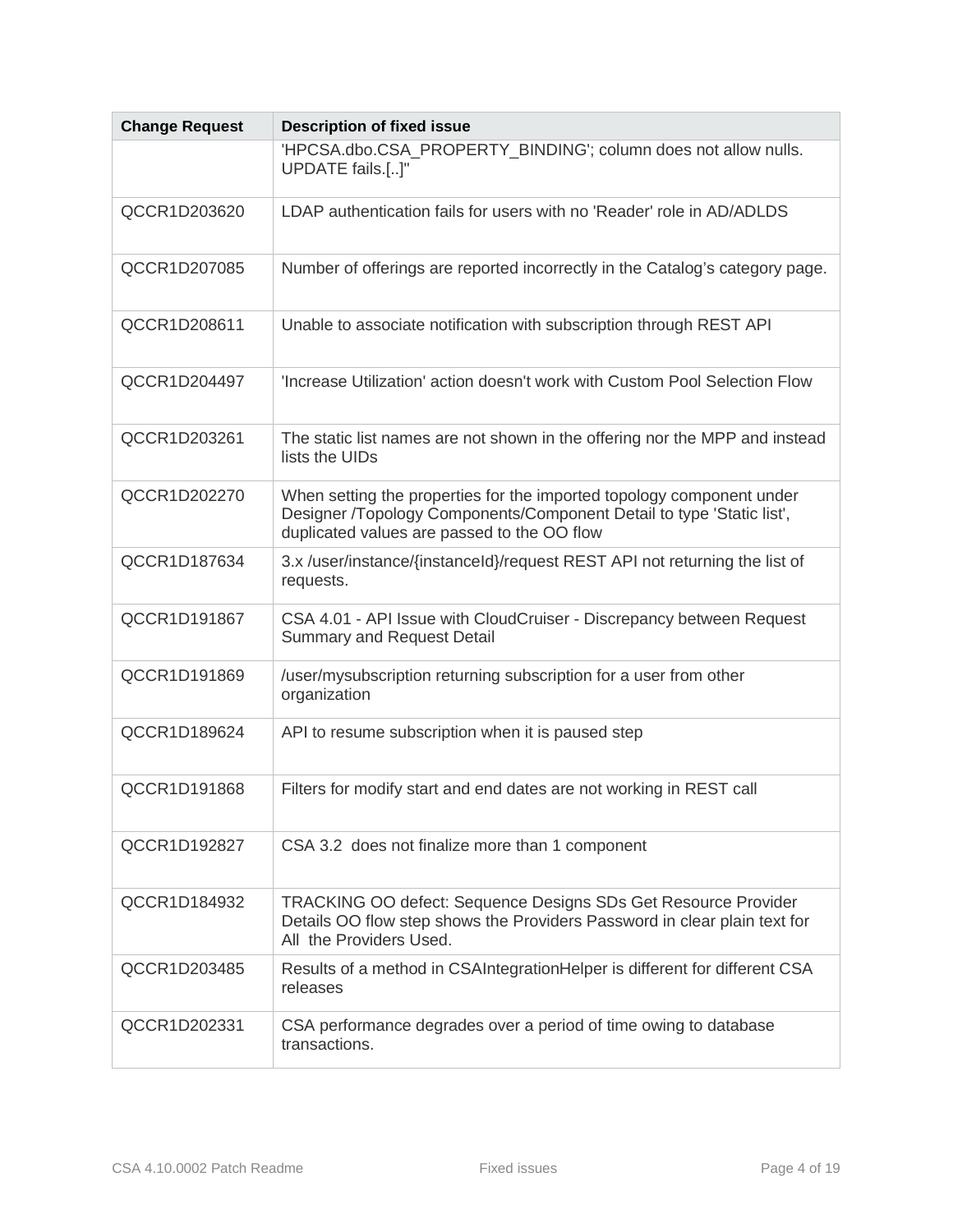| Change Request | Description of fixed issue |
| --- | --- |
| | 'HPCSA.dbo.CSA_PROPERTY_BINDING'; column does not allow nulls. UPDATE fails.[..]" |
| QCCR1D203620 | LDAP authentication fails for users with no 'Reader' role in AD/ADLDS |
| QCCR1D207085 | Number of offerings are reported incorrectly in the Catalog's category page. |
| QCCR1D208611 | Unable to associate notification with subscription through REST API |
| QCCR1D204497 | 'Increase Utilization' action doesn't work with Custom Pool Selection Flow |
| QCCR1D203261 | The static list names are not shown in the offering nor the MPP and instead lists the UIDs |
| QCCR1D202270 | When setting the properties for the imported topology component under Designer /Topology Components/Component Detail to type 'Static list', duplicated values are passed to the OO flow |
| QCCR1D187634 | 3.x /user/instance/{instanceId}/request REST API not returning the list of requests. |
| QCCR1D191867 | CSA 4.01 - API Issue with CloudCruiser - Discrepancy between Request Summary and Request Detail |
| QCCR1D191869 | /user/mysubscription returning subscription for a user from other organization |
| QCCR1D189624 | API to resume subscription when it is paused step |
| QCCR1D191868 | Filters for modify start and end dates are not working in REST call |
| QCCR1D192827 | CSA 3.2 does not finalize more than 1 component |
| QCCR1D184932 | TRACKING OO defect: Sequence Designs SDs Get Resource Provider Details OO flow step shows the Providers Password in clear plain text for All the Providers Used. |
| QCCR1D203485 | Results of a method in CSAIntegrationHelper is different for different CSA releases |
| QCCR1D202331 | CSA performance degrades over a period of time owing to database transactions. |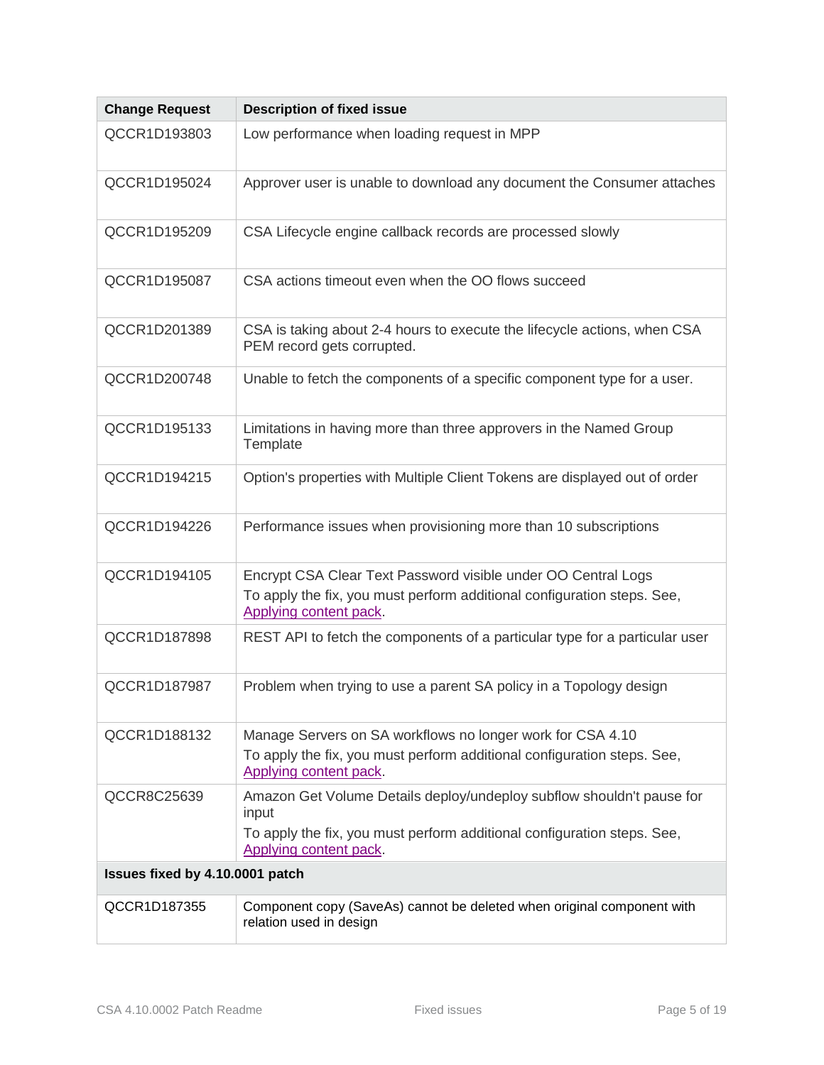| Change Request | Description of fixed issue |
| --- | --- |
| QCCR1D193803 | Low performance when loading request in MPP |
| QCCR1D195024 | Approver user is unable to download any document the Consumer attaches |
| QCCR1D195209 | CSA Lifecycle engine callback records are processed slowly |
| QCCR1D195087 | CSA actions timeout even when the OO flows succeed |
| QCCR1D201389 | CSA is taking about 2-4 hours to execute the lifecycle actions, when CSA PEM record gets corrupted. |
| QCCR1D200748 | Unable to fetch the components of a specific component type for a user. |
| QCCR1D195133 | Limitations in having more than three approvers in the Named Group Template |
| QCCR1D194215 | Option's properties with Multiple Client Tokens are displayed out of order |
| QCCR1D194226 | Performance issues when provisioning more than 10 subscriptions |
| QCCR1D194105 | Encrypt CSA Clear Text Password visible under OO Central Logs<br>To apply the fix, you must perform additional configuration steps. See, Applying content pack. |
| QCCR1D187898 | REST API to fetch the components of a particular type for a particular user |
| QCCR1D187987 | Problem when trying to use a parent SA policy in a Topology design |
| QCCR1D188132 | Manage Servers on SA workflows no longer work for CSA 4.10<br>To apply the fix, you must perform additional configuration steps. See, Applying content pack. |
| QCCR8C25639 | Amazon Get Volume Details deploy/undeploy subflow shouldn't pause for input<br>To apply the fix, you must perform additional configuration steps. See, Applying content pack. |
| **Issues fixed by 4.10.0001 patch** | |
| QCCR1D187355 | Component copy (SaveAs) cannot be deleted when original component with relation used in design |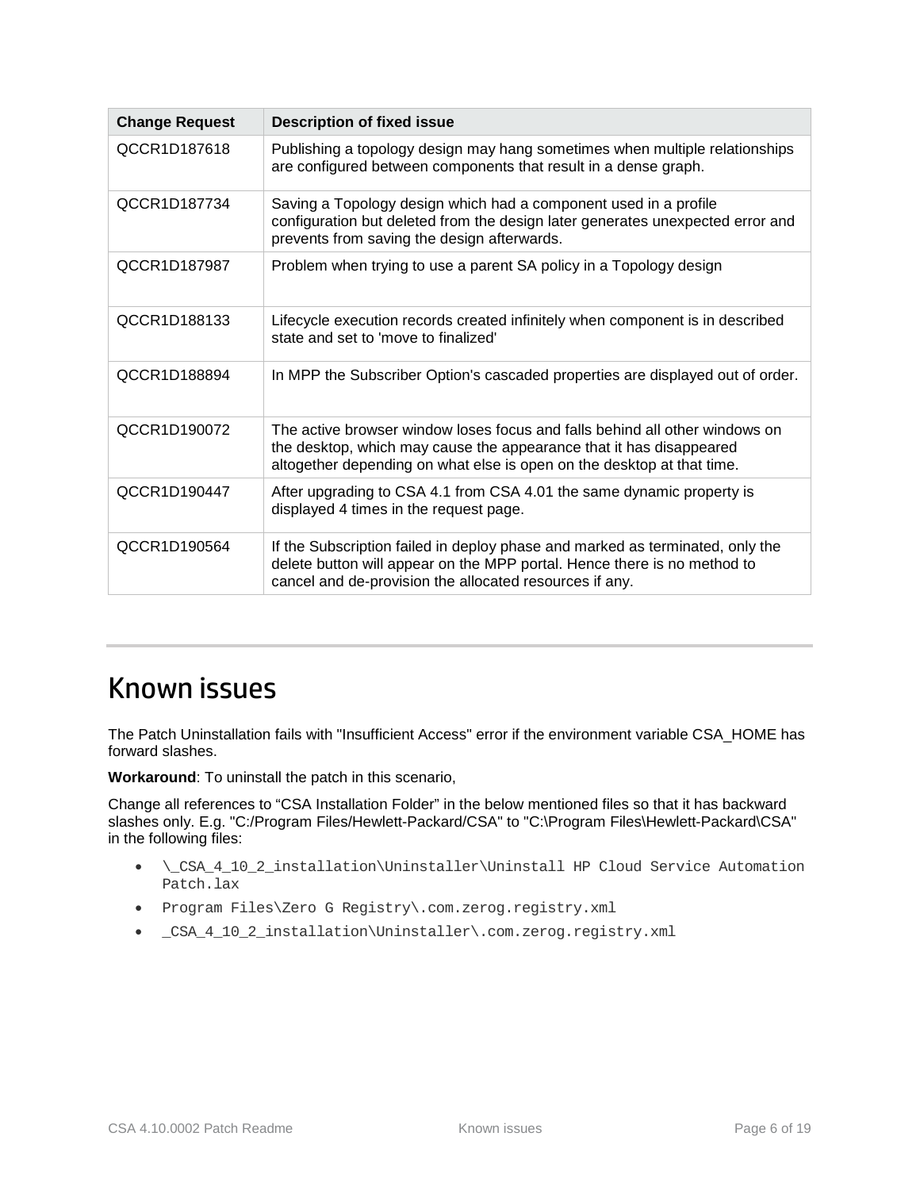| Change Request | Description of fixed issue |
| --- | --- |
| QCCR1D187618 | Publishing a topology design may hang sometimes when multiple relationships are configured between components that result in a dense graph. |
| QCCR1D187734 | Saving a Topology design which had a component used in a profile configuration but deleted from the design later generates unexpected error and prevents from saving the design afterwards. |
| QCCR1D187987 | Problem when trying to use a parent SA policy in a Topology design |
| QCCR1D188133 | Lifecycle execution records created infinitely when component is in described state and set to 'move to finalized' |
| QCCR1D188894 | In MPP the Subscriber Option's cascaded properties are displayed out of order. |
| QCCR1D190072 | The active browser window loses focus and falls behind all other windows on the desktop, which may cause the appearance that it has disappeared altogether depending on what else is open on the desktop at that time. |
| QCCR1D190447 | After upgrading to CSA 4.1 from CSA 4.01 the same dynamic property is displayed 4 times in the request page. |
| QCCR1D190564 | If the Subscription failed in deploy phase and marked as terminated, only the delete button will appear on the MPP portal. Hence there is no method to cancel and de-provision the allocated resources if any. |

# Known issues

The Patch Uninstallation fails with "Insufficient Access" error if the environment variable CSA_HOME has forward slashes.

**Workaround**: To uninstall the patch in this scenario,

Change all references to “CSA Installation Folder” in the below mentioned files so that it has backward slashes only. E.g. "C:/Program Files/Hewlett-Packard/CSA" to "C:\Program Files\Hewlett-Packard\CSA" in the following files:

- `\_CSA_4_10_2_installation\Uninstaller\Uninstall HP Cloud Service Automation Patch.lax`
- `Program Files\Zero G Registry\.com.zerog.registry.xml`
- `_CSA_4_10_2_installation\Uninstaller\.com.zerog.registry.xml`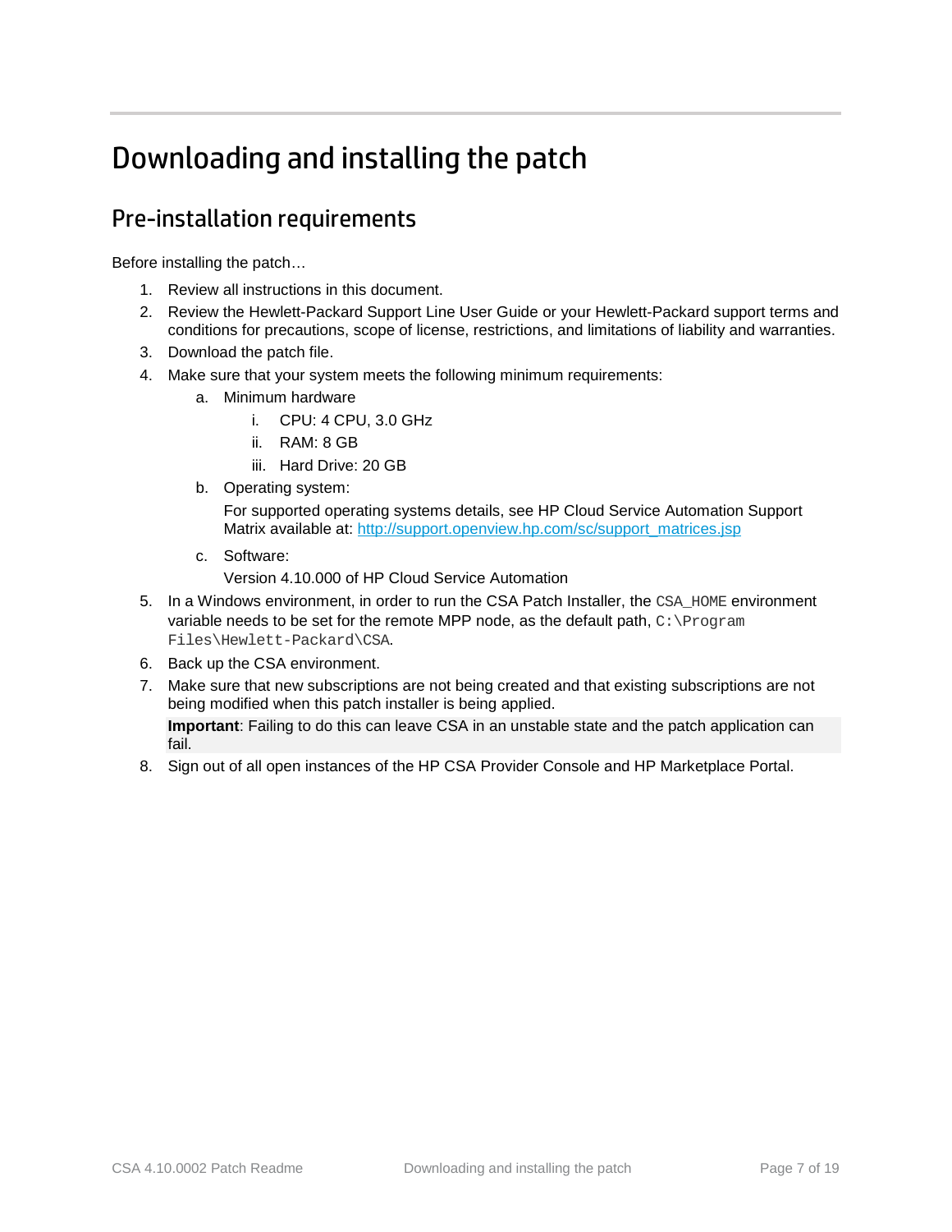# Downloading and installing the patch

## Pre-installation requirements

Before installing the patch…

1. Review all instructions in this document.
2. Review the Hewlett-Packard Support Line User Guide or your Hewlett-Packard support terms and conditions for precautions, scope of license, restrictions, and limitations of liability and warranties.
3. Download the patch file.
4. Make sure that your system meets the following minimum requirements:
   a. Minimum hardware
      i. CPU: 4 CPU, 3.0 GHz
      ii. RAM: 8 GB
      iii. Hard Drive: 20 GB
   b. Operating system:

      For supported operating systems details, see HP Cloud Service Automation Support Matrix available at: [http://support.openview.hp.com/sc/support_matrices.jsp](http://support.openview.hp.com/sc/support_matrices.jsp)
   c. Software:

      Version 4.10.000 of HP Cloud Service Automation
5. In a Windows environment, in order to run the CSA Patch Installer, the `CSA_HOME` environment variable needs to be set for the remote MPP node, as the default path, `C:\Program Files\Hewlett-Packard\CSA`.
6. Back up the CSA environment.
7. Make sure that new subscriptions are not being created and that existing subscriptions are not being modified when this patch installer is being applied.

   **Important**: Failing to do this can leave CSA in an unstable state and the patch application can fail.
8. Sign out of all open instances of the HP CSA Provider Console and HP Marketplace Portal.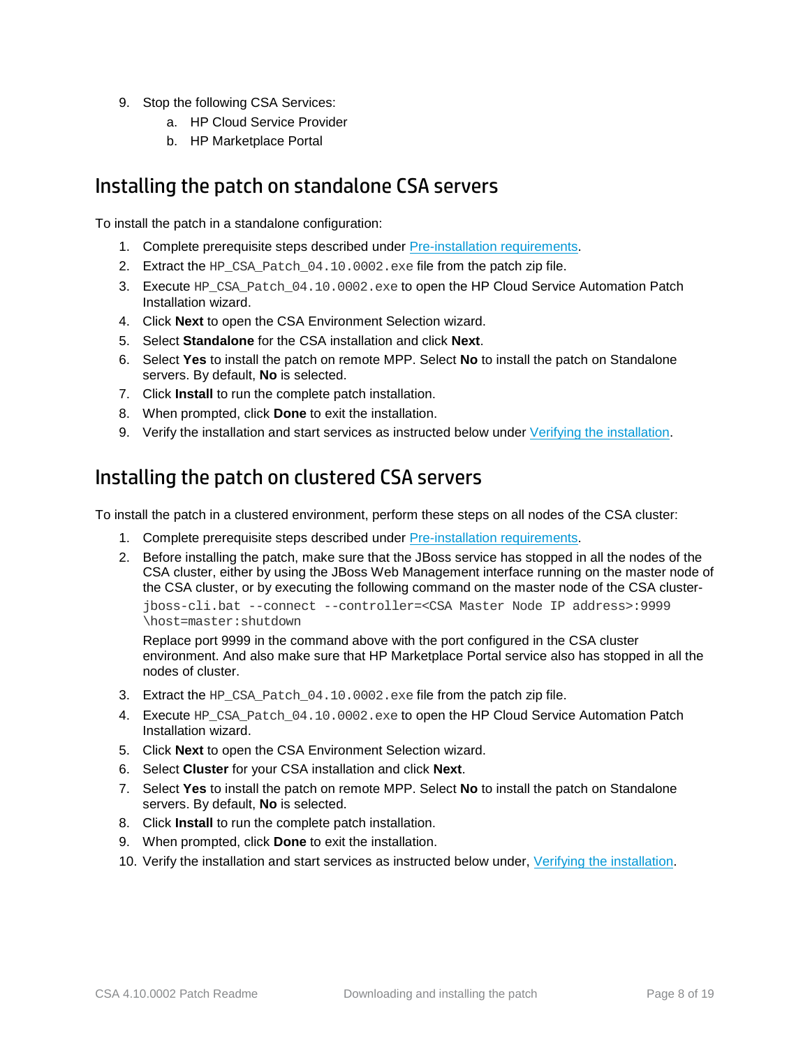9. Stop the following CSA Services:
   a. HP Cloud Service Provider
   b. HP Marketplace Portal

## Installing the patch on standalone CSA servers

To install the patch in a standalone configuration:

1. Complete prerequisite steps described under Pre-installation requirements.
2. Extract the `HP_CSA_Patch_04.10.0002.exe` file from the patch zip file.
3. Execute `HP_CSA_Patch_04.10.0002.exe` to open the HP Cloud Service Automation Patch Installation wizard.
4. Click **Next** to open the CSA Environment Selection wizard.
5. Select **Standalone** for the CSA installation and click **Next**.
6. Select **Yes** to install the patch on remote MPP. Select **No** to install the patch on Standalone servers. By default, **No** is selected.
7. Click **Install** to run the complete patch installation.
8. When prompted, click **Done** to exit the installation.
9. Verify the installation and start services as instructed below under Verifying the installation.

## Installing the patch on clustered CSA servers

To install the patch in a clustered environment, perform these steps on all nodes of the CSA cluster:

1. Complete prerequisite steps described under Pre-installation requirements.
2. Before installing the patch, make sure that the JBoss service has stopped in all the nodes of the CSA cluster, either by using the JBoss Web Management interface running on the master node of the CSA cluster, or by executing the following command on the master node of the CSA cluster-

   ```
   jboss-cli.bat --connect --controller=<CSA Master Node IP address>:9999
   \host=master:shutdown
   ```

   Replace port 9999 in the command above with the port configured in the CSA cluster environment. And also make sure that HP Marketplace Portal service also has stopped in all the nodes of cluster.

3. Extract the `HP_CSA_Patch_04.10.0002.exe` file from the patch zip file.
4. Execute `HP_CSA_Patch_04.10.0002.exe` to open the HP Cloud Service Automation Patch Installation wizard.
5. Click **Next** to open the CSA Environment Selection wizard.
6. Select **Cluster** for your CSA installation and click **Next**.
7. Select **Yes** to install the patch on remote MPP. Select **No** to install the patch on Standalone servers. By default, **No** is selected.
8. Click **Install** to run the complete patch installation.
9. When prompted, click **Done** to exit the installation.
10. Verify the installation and start services as instructed below under, Verifying the installation.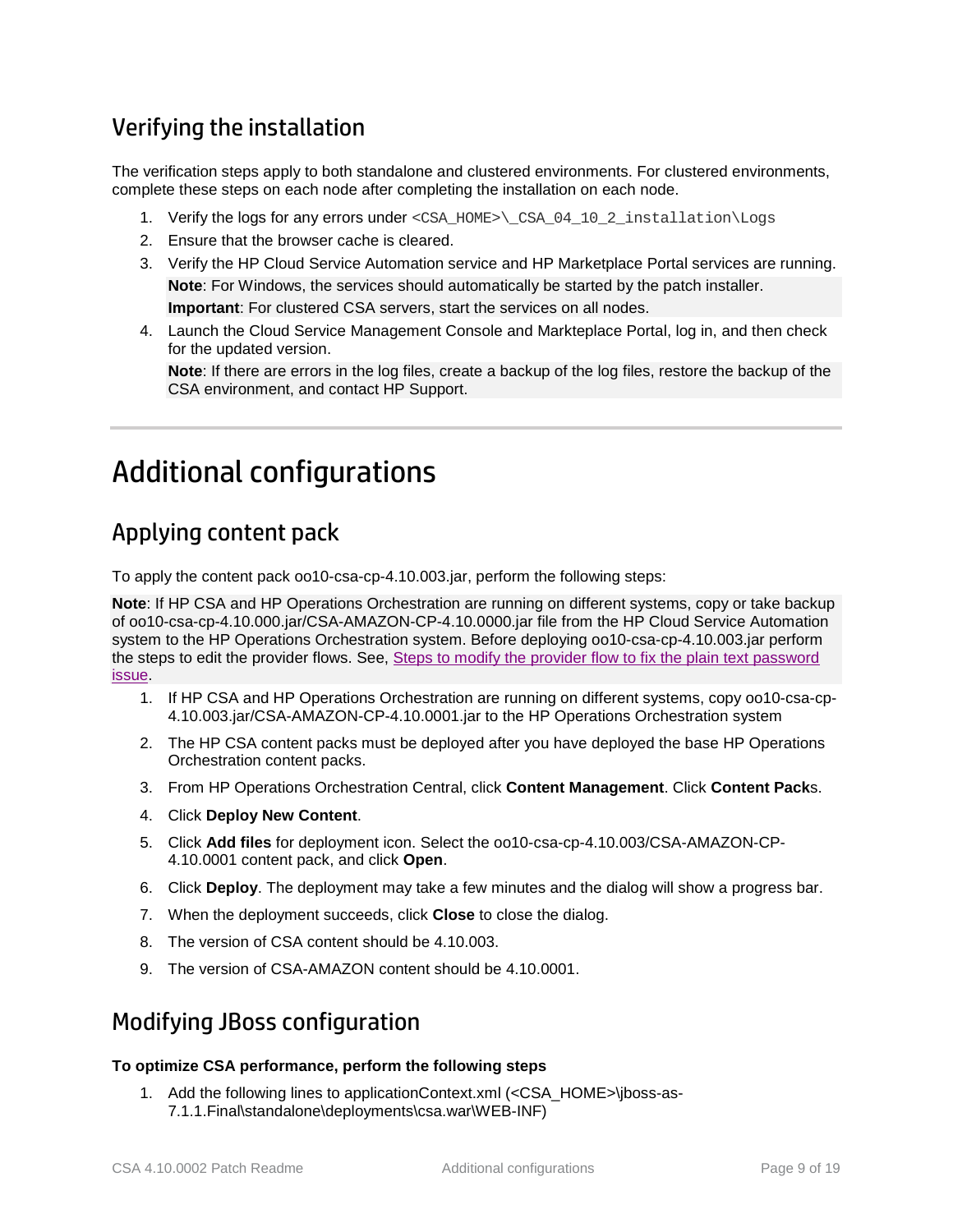## Verifying the installation

The verification steps apply to both standalone and clustered environments. For clustered environments, complete these steps on each node after completing the installation on each node.

1. Verify the logs for any errors under `<CSA_HOME>\_CSA_04_10_2_installation\Logs`
2. Ensure that the browser cache is cleared.
3. Verify the HP Cloud Service Automation service and HP Marketplace Portal services are running.

   **Note**: For Windows, the services should automatically be started by the patch installer.

   **Important**: For clustered CSA servers, start the services on all nodes.
4. Launch the Cloud Service Management Console and Markteplace Portal, log in, and then check for the updated version.

   **Note**: If there are errors in the log files, create a backup of the log files, restore the backup of the CSA environment, and contact HP Support.

# Additional configurations

## Applying content pack

To apply the content pack oo10-csa-cp-4.10.003.jar, perform the following steps:

**Note**: If HP CSA and HP Operations Orchestration are running on different systems, copy or take backup of oo10-csa-cp-4.10.000.jar/CSA-AMAZON-CP-4.10.0000.jar file from the HP Cloud Service Automation system to the HP Operations Orchestration system. Before deploying oo10-csa-cp-4.10.003.jar perform the steps to edit the provider flows. See, Steps to modify the provider flow to fix the plain text password issue.

1. If HP CSA and HP Operations Orchestration are running on different systems, copy oo10-csa-cp-4.10.003.jar/CSA-AMAZON-CP-4.10.0001.jar to the HP Operations Orchestration system
2. The HP CSA content packs must be deployed after you have deployed the base HP Operations Orchestration content packs.
3. From HP Operations Orchestration Central, click **Content Management**. Click **Content Pack**s.
4. Click **Deploy New Content**.
5. Click **Add files** for deployment icon. Select the oo10-csa-cp-4.10.003/CSA-AMAZON-CP-4.10.0001 content pack, and click **Open**.
6. Click **Deploy**. The deployment may take a few minutes and the dialog will show a progress bar.
7. When the deployment succeeds, click **Close** to close the dialog.
8. The version of CSA content should be 4.10.003.
9. The version of CSA-AMAZON content should be 4.10.0001.

## Modifying JBoss configuration

**To optimize CSA performance, perform the following steps**

1. Add the following lines to applicationContext.xml (<CSA_HOME>\jboss-as-7.1.1.Final\standalone\deployments\csa.war\WEB-INF)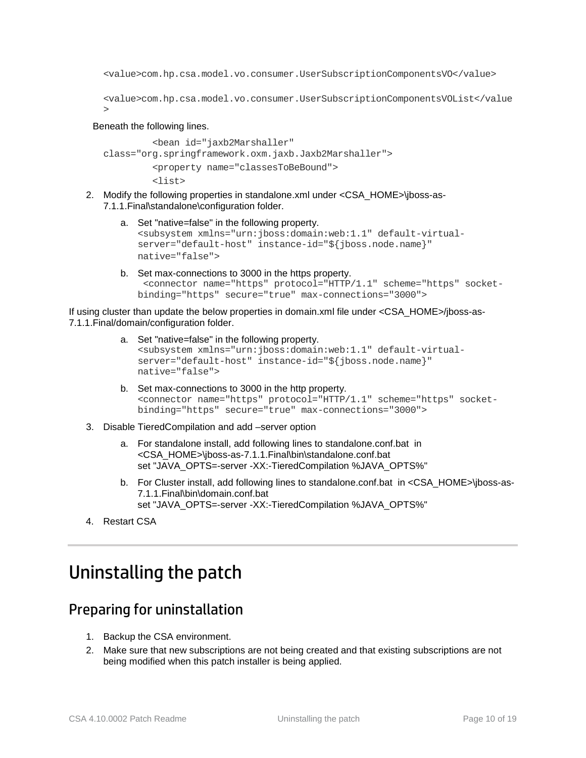```
<value>com.hp.csa.model.vo.consumer.UserSubscriptionComponentsVO</value>

<value>com.hp.csa.model.vo.consumer.UserSubscriptionComponentsVOList</value
>
```

Beneath the following lines.

```
        <bean id="jaxb2Marshaller"
class="org.springframework.oxm.jaxb.Jaxb2Marshaller">
        <property name="classesToBeBound">
        <list>
```

2. Modify the following properties in standalone.xml under <CSA_HOME>\jboss-as-7.1.1.Final\standalone\configuration folder.

   a. Set "native=false" in the following property.
   ```
   <subsystem xmlns="urn:jboss:domain:web:1.1" default-virtual-
   server="default-host" instance-id="${jboss.node.name}"
   native="false">
   ```

   b. Set max-connections to 3000 in the https property.
   ```
    <connector name="https" protocol="HTTP/1.1" scheme="https" socket-
   binding="https" secure="true" max-connections="3000">
   ```

If using cluster than update the below properties in domain.xml file under <CSA_HOME>/jboss-as-7.1.1.Final/domain/configuration folder.

   a. Set "native=false" in the following property.
   ```
   <subsystem xmlns="urn:jboss:domain:web:1.1" default-virtual-
   server="default-host" instance-id="${jboss.node.name}"
   native="false">
   ```

   b. Set max-connections to 3000 in the http property.
   ```
   <connector name="https" protocol="HTTP/1.1" scheme="https" socket-
   binding="https" secure="true" max-connections="3000">
   ```

3. Disable TieredCompilation and add –server option

   a. For standalone install, add following lines to standalone.conf.bat in <CSA_HOME>\jboss-as-7.1.1.Final\bin\standalone.conf.bat
   set "JAVA_OPTS=-server -XX:-TieredCompilation %JAVA_OPTS%"

   b. For Cluster install, add following lines to standalone.conf.bat in <CSA_HOME>\jboss-as-7.1.1.Final\bin\domain.conf.bat
   set "JAVA_OPTS=-server -XX:-TieredCompilation %JAVA_OPTS%"

4. Restart CSA

# Uninstalling the patch

## Preparing for uninstallation

1. Backup the CSA environment.
2. Make sure that new subscriptions are not being created and that existing subscriptions are not being modified when this patch installer is being applied.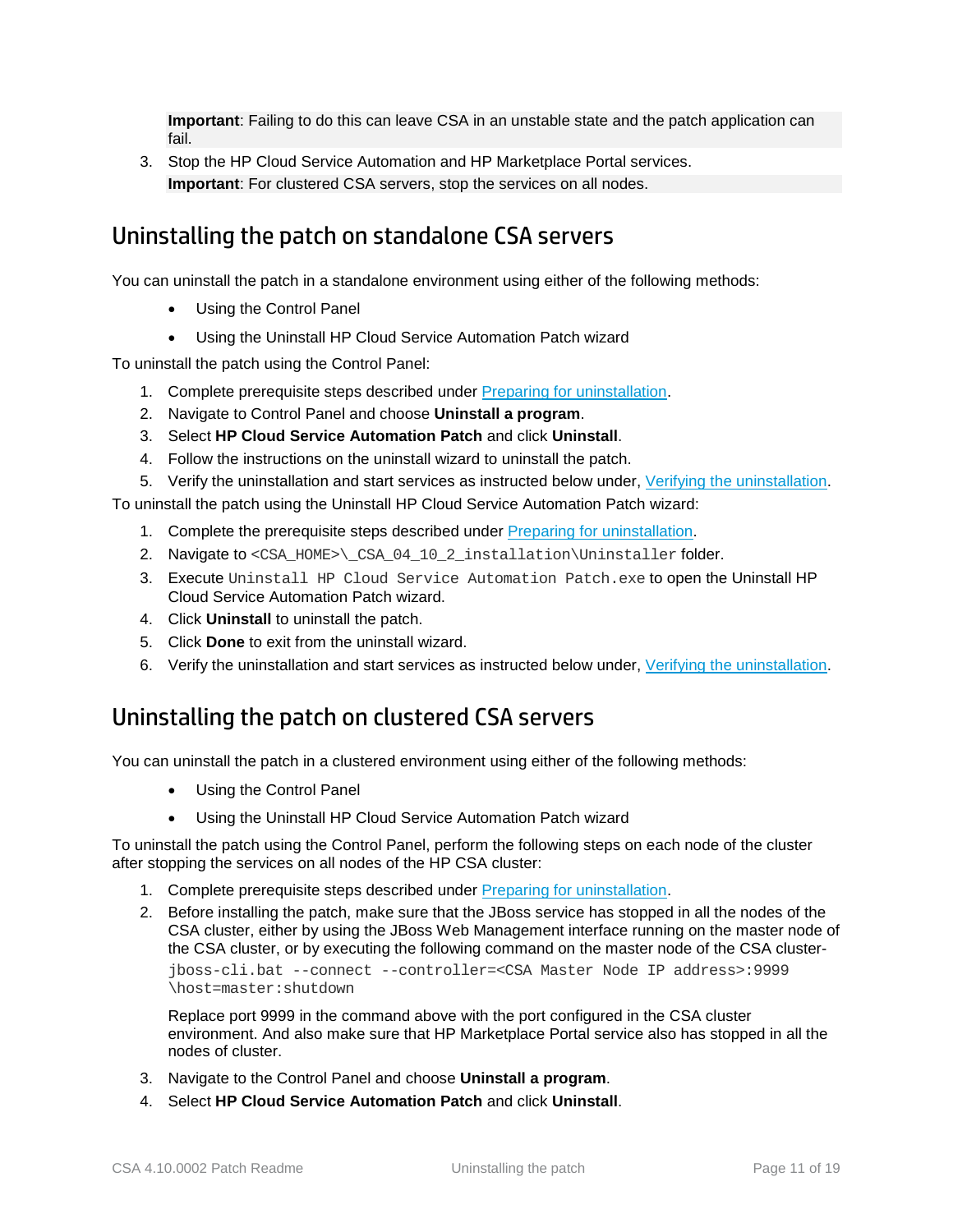**Important**: Failing to do this can leave CSA in an unstable state and the patch application can fail.

3. Stop the HP Cloud Service Automation and HP Marketplace Portal services.
   **Important**: For clustered CSA servers, stop the services on all nodes.

## Uninstalling the patch on standalone CSA servers

You can uninstall the patch in a standalone environment using either of the following methods:

- Using the Control Panel
- Using the Uninstall HP Cloud Service Automation Patch wizard

To uninstall the patch using the Control Panel:

1. Complete prerequisite steps described under Preparing for uninstallation.
2. Navigate to Control Panel and choose **Uninstall a program**.
3. Select **HP Cloud Service Automation Patch** and click **Uninstall**.
4. Follow the instructions on the uninstall wizard to uninstall the patch.
5. Verify the uninstallation and start services as instructed below under, Verifying the uninstallation.

To uninstall the patch using the Uninstall HP Cloud Service Automation Patch wizard:

1. Complete the prerequisite steps described under Preparing for uninstallation.
2. Navigate to `<CSA_HOME>\_CSA_04_10_2_installation\Uninstaller` folder.
3. Execute `Uninstall HP Cloud Service Automation Patch.exe` to open the Uninstall HP Cloud Service Automation Patch wizard.
4. Click **Uninstall** to uninstall the patch.
5. Click **Done** to exit from the uninstall wizard.
6. Verify the uninstallation and start services as instructed below under, Verifying the uninstallation.

## Uninstalling the patch on clustered CSA servers

You can uninstall the patch in a clustered environment using either of the following methods:

- Using the Control Panel
- Using the Uninstall HP Cloud Service Automation Patch wizard

To uninstall the patch using the Control Panel, perform the following steps on each node of the cluster after stopping the services on all nodes of the HP CSA cluster:

1. Complete prerequisite steps described under Preparing for uninstallation.
2. Before installing the patch, make sure that the JBoss service has stopped in all the nodes of the CSA cluster, either by using the JBoss Web Management interface running on the master node of the CSA cluster, or by executing the following command on the master node of the CSA cluster-

   ```
   jboss-cli.bat --connect --controller=<CSA Master Node IP address>:9999
   \host=master:shutdown
   ```

   Replace port 9999 in the command above with the port configured in the CSA cluster environment. And also make sure that HP Marketplace Portal service also has stopped in all the nodes of cluster.
3. Navigate to the Control Panel and choose **Uninstall a program**.
4. Select **HP Cloud Service Automation Patch** and click **Uninstall**.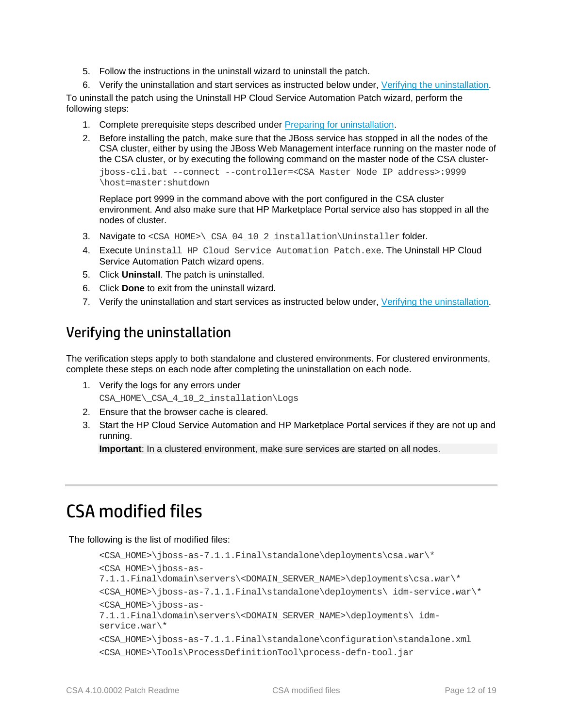5. Follow the instructions in the uninstall wizard to uninstall the patch.
6. Verify the uninstallation and start services as instructed below under, [Verifying the uninstallation](#verifying-the-uninstallation).

To uninstall the patch using the Uninstall HP Cloud Service Automation Patch wizard, perform the following steps:

1. Complete prerequisite steps described under [Preparing for uninstallation](#preparing-for-uninstallation).
2. Before installing the patch, make sure that the JBoss service has stopped in all the nodes of the CSA cluster, either by using the JBoss Web Management interface running on the master node of the CSA cluster, or by executing the following command on the master node of the CSA cluster-

   ```
   jboss-cli.bat --connect --controller=<CSA Master Node IP address>:9999
   \host=master:shutdown
   ```

   Replace port 9999 in the command above with the port configured in the CSA cluster environment. And also make sure that HP Marketplace Portal service also has stopped in all the nodes of cluster.
3. Navigate to `<CSA_HOME>\_CSA_04_10_2_installation\Uninstaller` folder.
4. Execute `Uninstall HP Cloud Service Automation Patch.exe`. The Uninstall HP Cloud Service Automation Patch wizard opens.
5. Click **Uninstall**. The patch is uninstalled.
6. Click **Done** to exit from the uninstall wizard.
7. Verify the uninstallation and start services as instructed below under, [Verifying the uninstallation](#verifying-the-uninstallation).

## Verifying the uninstallation

The verification steps apply to both standalone and clustered environments. For clustered environments, complete these steps on each node after completing the uninstallation on each node.

1. Verify the logs for any errors under
   `CSA_HOME\_CSA_4_10_2_installation\Logs`
2. Ensure that the browser cache is cleared.
3. Start the HP Cloud Service Automation and HP Marketplace Portal services if they are not up and running.

   **Important**: In a clustered environment, make sure services are started on all nodes.

# CSA modified files

The following is the list of modified files:

```
<CSA_HOME>\jboss-as-7.1.1.Final\standalone\deployments\csa.war\*
<CSA_HOME>\jboss-as-7.1.1.Final\domain\servers\<DOMAIN_SERVER_NAME>\deployments\csa.war\*
<CSA_HOME>\jboss-as-7.1.1.Final\standalone\deployments\ idm-service.war\*
<CSA_HOME>\jboss-as-7.1.1.Final\domain\servers\<DOMAIN_SERVER_NAME>\deployments\ idm-service.war\*
<CSA_HOME>\jboss-as-7.1.1.Final\standalone\configuration\standalone.xml
<CSA_HOME>\Tools\ProcessDefinitionTool\process-defn-tool.jar
```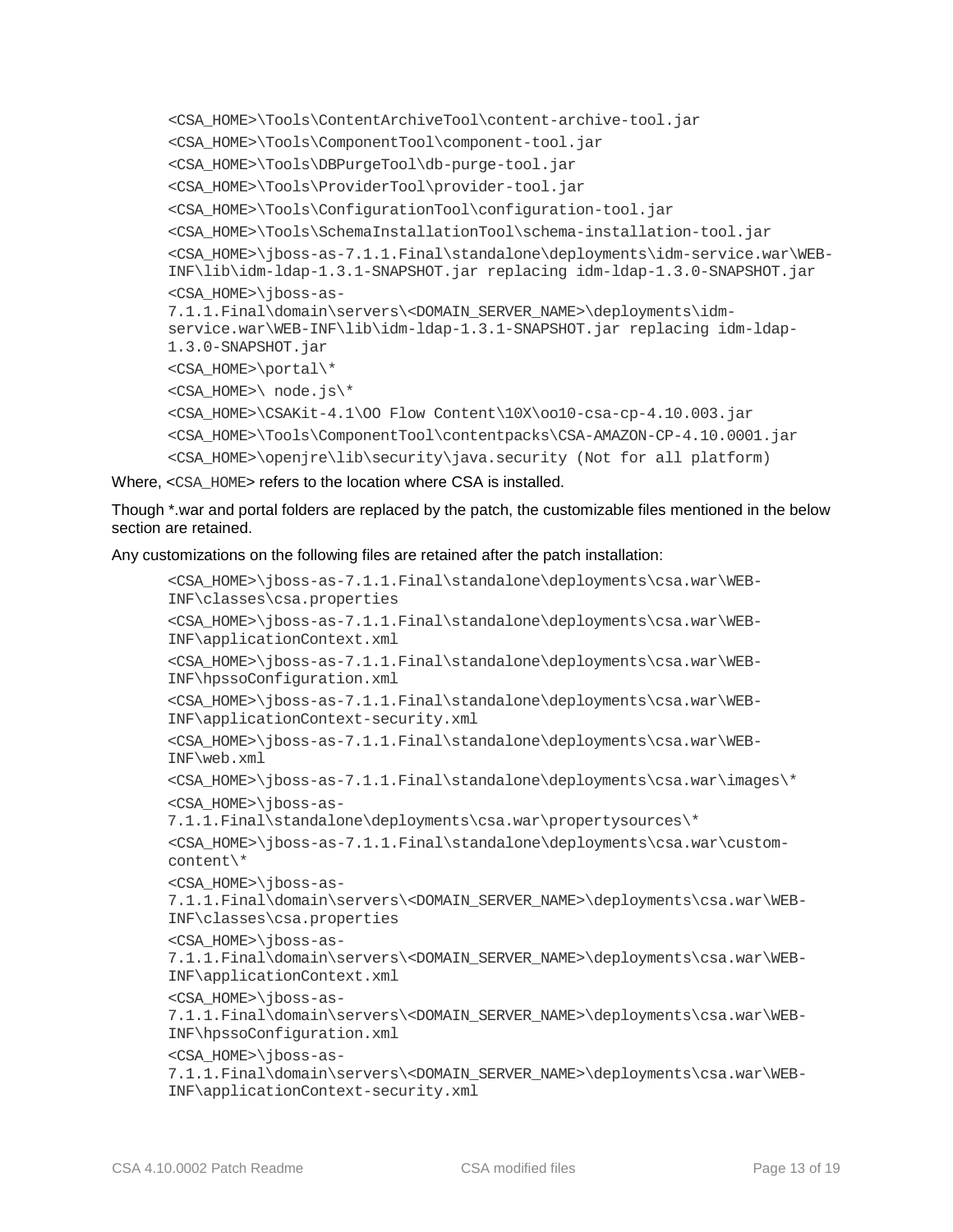```
<CSA_HOME>\Tools\ContentArchiveTool\content-archive-tool.jar
<CSA_HOME>\Tools\ComponentTool\component-tool.jar
<CSA_HOME>\Tools\DBPurgeTool\db-purge-tool.jar
<CSA_HOME>\Tools\ProviderTool\provider-tool.jar
<CSA_HOME>\Tools\ConfigurationTool\configuration-tool.jar
<CSA_HOME>\Tools\SchemaInstallationTool\schema-installation-tool.jar
<CSA_HOME>\jboss-as-7.1.1.Final\standalone\deployments\idm-service.war\WEB-INF\lib\idm-ldap-1.3.1-SNAPSHOT.jar replacing idm-ldap-1.3.0-SNAPSHOT.jar
<CSA_HOME>\jboss-as-7.1.1.Final\domain\servers\<DOMAIN_SERVER_NAME>\deployments\idm-service.war\WEB-INF\lib\idm-ldap-1.3.1-SNAPSHOT.jar replacing idm-ldap-1.3.0-SNAPSHOT.jar
<CSA_HOME>\portal\*
<CSA_HOME>\ node.js\*
<CSA_HOME>\CSAKit-4.1\OO Flow Content\10X\oo10-csa-cp-4.10.003.jar
<CSA_HOME>\Tools\ComponentTool\contentpacks\CSA-AMAZON-CP-4.10.0001.jar
<CSA_HOME>\openjre\lib\security\java.security (Not for all platform)
```

Where, <CSA_HOME> refers to the location where CSA is installed.

Though *.war and portal folders are replaced by the patch, the customizable files mentioned in the below section are retained.

Any customizations on the following files are retained after the patch installation:

```
<CSA_HOME>\jboss-as-7.1.1.Final\standalone\deployments\csa.war\WEB-INF\classes\csa.properties
<CSA_HOME>\jboss-as-7.1.1.Final\standalone\deployments\csa.war\WEB-INF\applicationContext.xml
<CSA_HOME>\jboss-as-7.1.1.Final\standalone\deployments\csa.war\WEB-INF\hpssoConfiguration.xml
<CSA_HOME>\jboss-as-7.1.1.Final\standalone\deployments\csa.war\WEB-INF\applicationContext-security.xml
<CSA_HOME>\jboss-as-7.1.1.Final\standalone\deployments\csa.war\WEB-INF\web.xml
<CSA_HOME>\jboss-as-7.1.1.Final\standalone\deployments\csa.war\images\*
<CSA_HOME>\jboss-as-7.1.1.Final\standalone\deployments\csa.war\propertysources\*
<CSA_HOME>\jboss-as-7.1.1.Final\standalone\deployments\csa.war\custom-content\*
<CSA_HOME>\jboss-as-7.1.1.Final\domain\servers\<DOMAIN_SERVER_NAME>\deployments\csa.war\WEB-INF\classes\csa.properties
<CSA_HOME>\jboss-as-7.1.1.Final\domain\servers\<DOMAIN_SERVER_NAME>\deployments\csa.war\WEB-INF\applicationContext.xml
<CSA_HOME>\jboss-as-7.1.1.Final\domain\servers\<DOMAIN_SERVER_NAME>\deployments\csa.war\WEB-INF\hpssoConfiguration.xml
<CSA_HOME>\jboss-as-7.1.1.Final\domain\servers\<DOMAIN_SERVER_NAME>\deployments\csa.war\WEB-INF\applicationContext-security.xml
```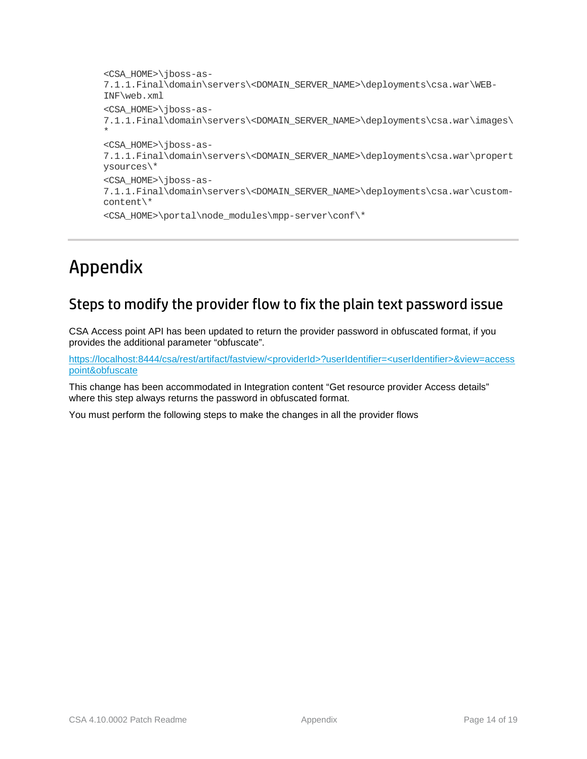```
<CSA_HOME>\jboss-as-7.1.1.Final\domain\servers\<DOMAIN_SERVER_NAME>\deployments\csa.war\WEB-INF\web.xml
<CSA_HOME>\jboss-as-7.1.1.Final\domain\servers\<DOMAIN_SERVER_NAME>\deployments\csa.war\images\*
<CSA_HOME>\jboss-as-7.1.1.Final\domain\servers\<DOMAIN_SERVER_NAME>\deployments\csa.war\propertysources\*
<CSA_HOME>\jboss-as-7.1.1.Final\domain\servers\<DOMAIN_SERVER_NAME>\deployments\csa.war\custom-content\*
<CSA_HOME>\portal\node_modules\mpp-server\conf\*
```

# Appendix

## Steps to modify the provider flow to fix the plain text password issue

CSA Access point API has been updated to return the provider password in obfuscated format, if you provides the additional parameter "obfuscate".

https://localhost:8444/csa/rest/artifact/fastview/<providerId>?userIdentifier=<userIdentifier>&view=accesspoint&obfuscate

This change has been accommodated in Integration content "Get resource provider Access details" where this step always returns the password in obfuscated format.

You must perform the following steps to make the changes in all the provider flows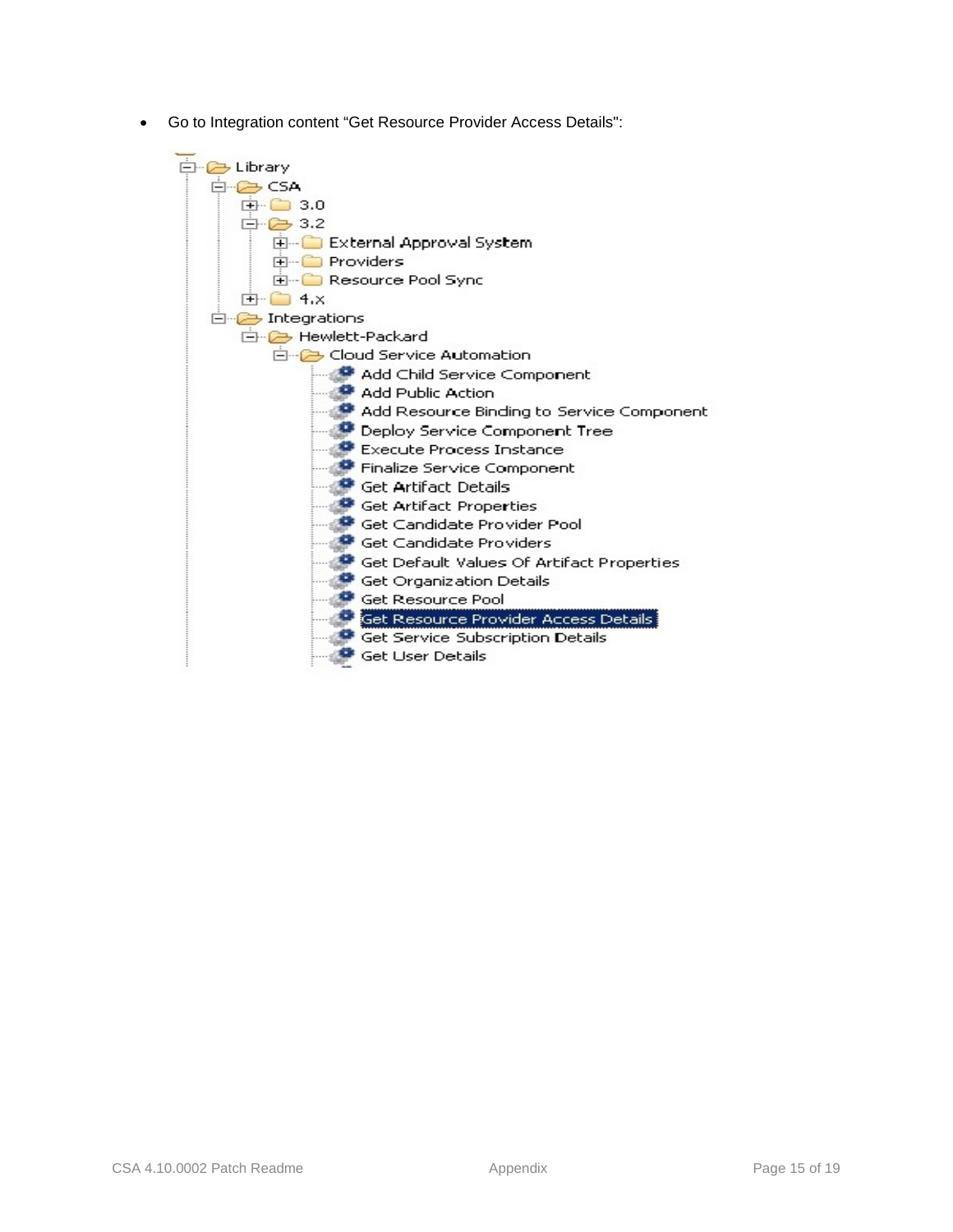- Go to Integration content “Get Resource Provider Access Details":

- Library
  - CSA
    - 3.0
    - 3.2
      - External Approval System
      - Providers
      - Resource Pool Sync
    - 4.x
  - Integrations
    - Hewlett-Packard
      - Cloud Service Automation
        - Add Child Service Component
        - Add Public Action
        - Add Resource Binding to Service Component
        - Deploy Service Component Tree
        - Execute Process Instance
        - Finalize Service Component
        - Get Artifact Details
        - Get Artifact Properties
        - Get Candidate Provider Pool
        - Get Candidate Providers
        - Get Default Values Of Artifact Properties
        - Get Organization Details
        - Get Resource Pool
        - Get Resource Provider Access Details
        - Get Service Subscription Details
        - Get User Details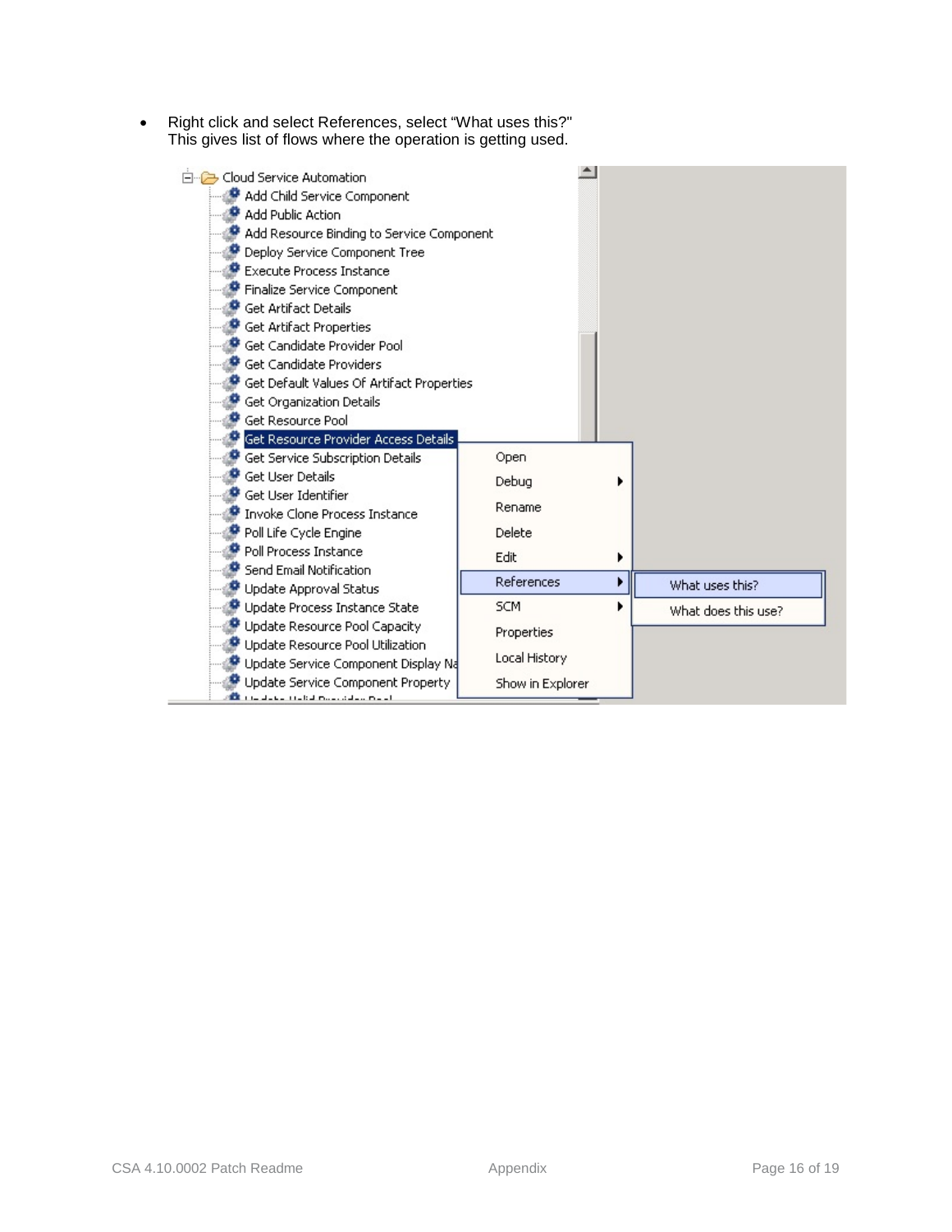- Right click and select References, select “What uses this?"
  This gives list of flows where the operation is getting used.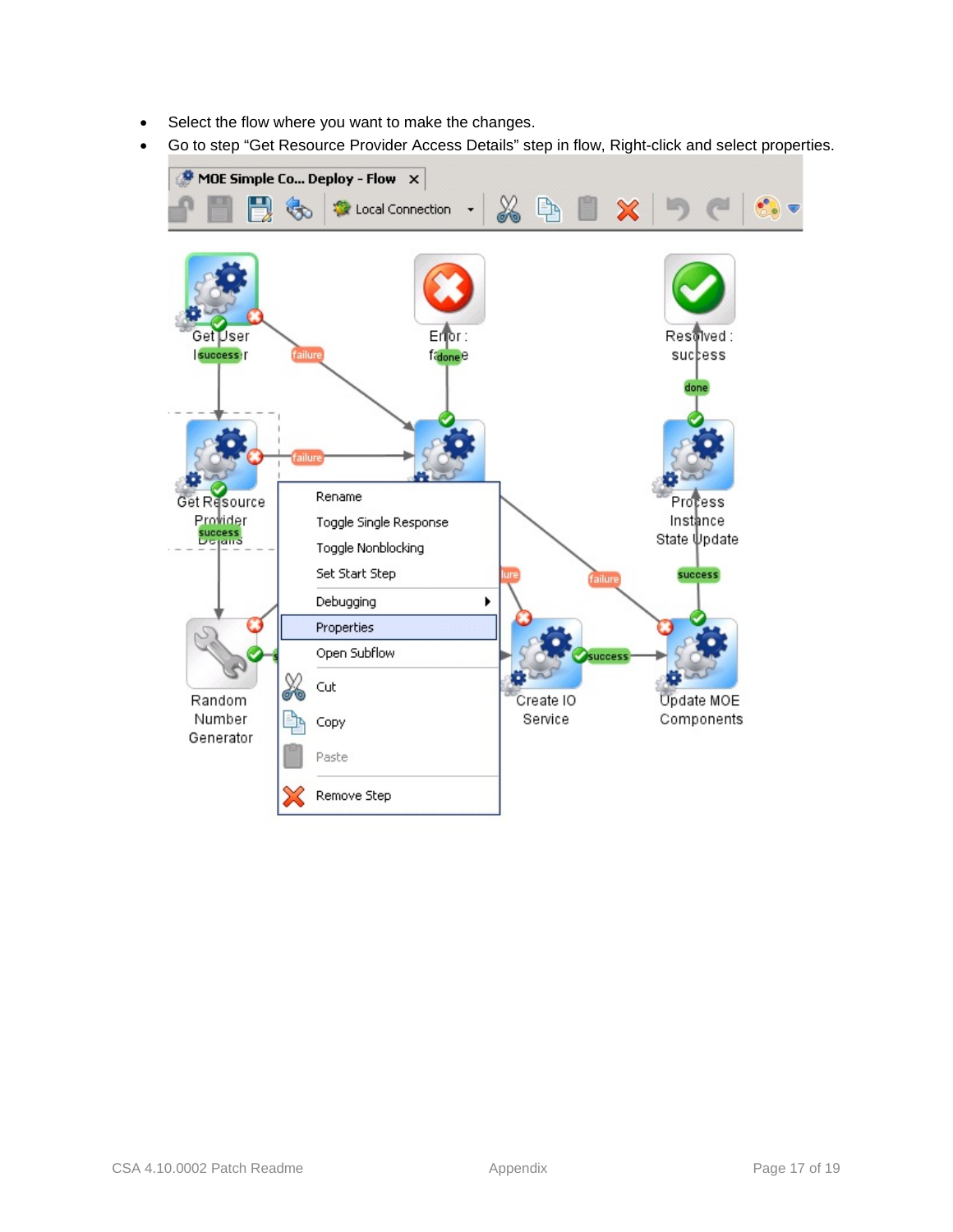- Select the flow where you want to make the changes.
- Go to step “Get Resource Provider Access Details” step in flow, Right-click and select properties.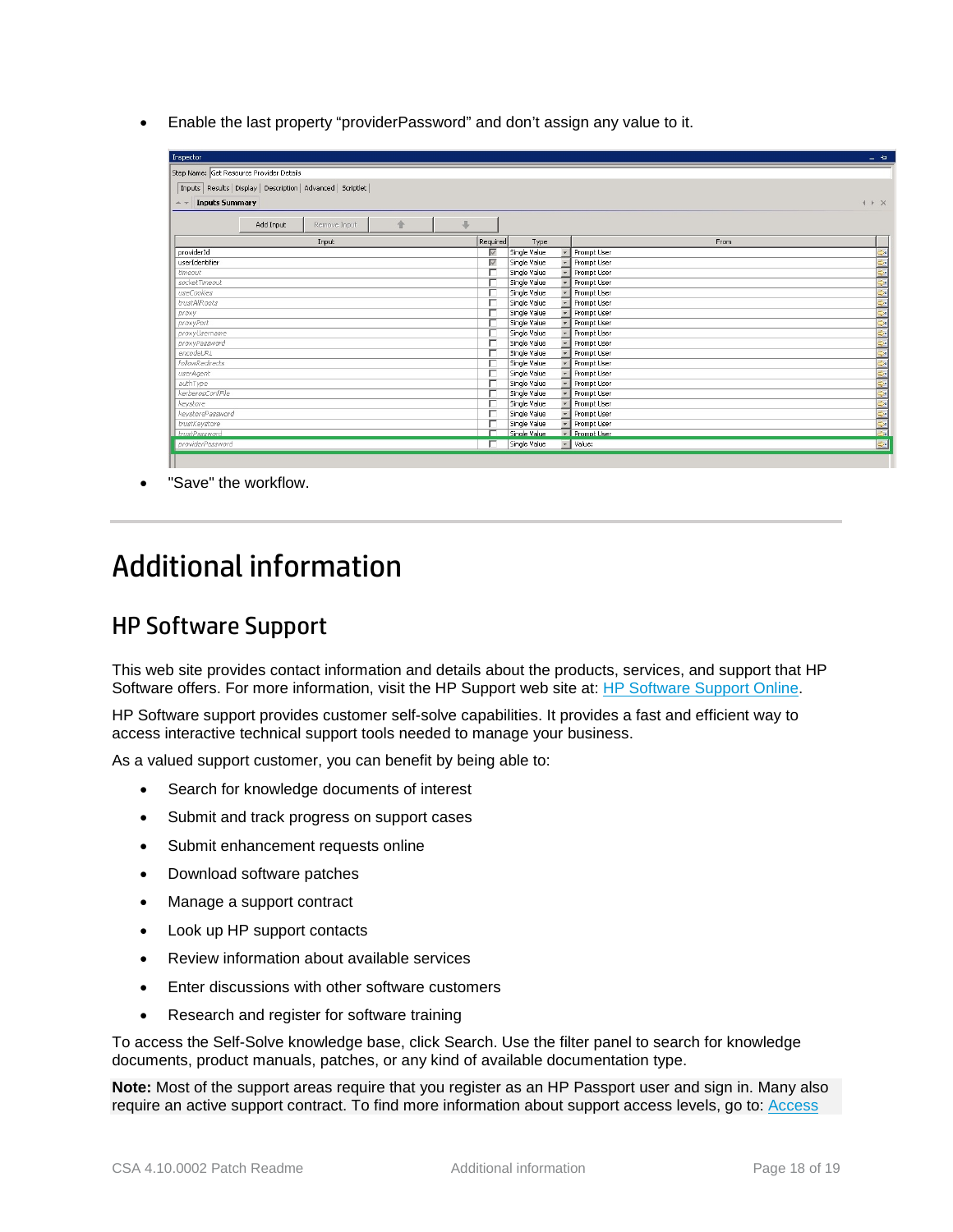- Enable the last property “providerPassword” and don’t assign any value to it.

- "Save" the workflow.

# Additional information

## HP Software Support

This web site provides contact information and details about the products, services, and support that HP Software offers. For more information, visit the HP Support web site at: HP Software Support Online.

HP Software support provides customer self-solve capabilities. It provides a fast and efficient way to access interactive technical support tools needed to manage your business.

As a valued support customer, you can benefit by being able to:

- Search for knowledge documents of interest
- Submit and track progress on support cases
- Submit enhancement requests online
- Download software patches
- Manage a support contract
- Look up HP support contacts
- Review information about available services
- Enter discussions with other software customers
- Research and register for software training

To access the Self-Solve knowledge base, click Search. Use the filter panel to search for knowledge documents, product manuals, patches, or any kind of available documentation type.

**Note:** Most of the support areas require that you register as an HP Passport user and sign in. Many also require an active support contract. To find more information about support access levels, go to: Access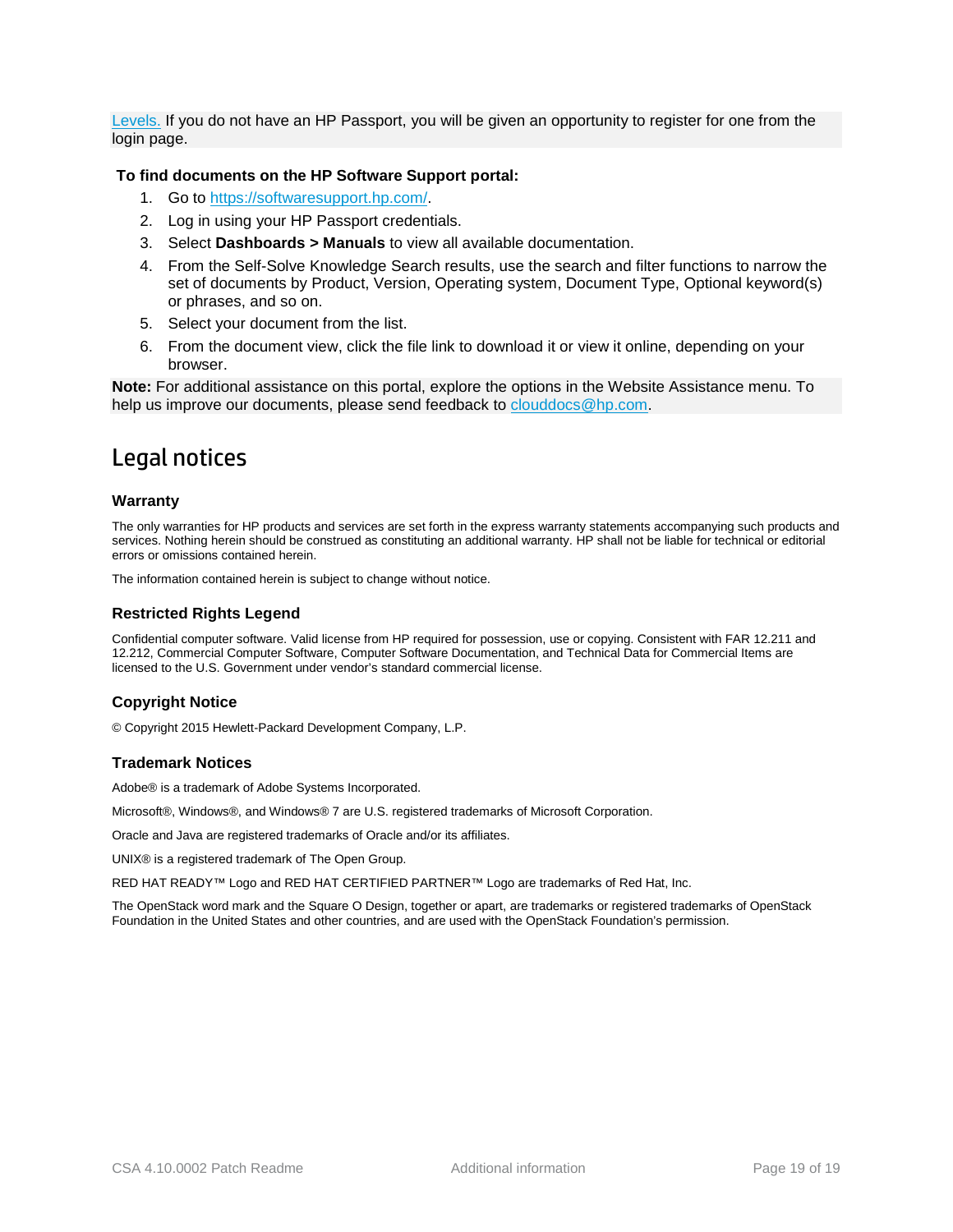Levels. If you do not have an HP Passport, you will be given an opportunity to register for one from the login page.

**To find documents on the HP Software Support portal:**

1. Go to https://softwaresupport.hp.com/.
2. Log in using your HP Passport credentials.
3. Select **Dashboards > Manuals** to view all available documentation.
4. From the Self-Solve Knowledge Search results, use the search and filter functions to narrow the set of documents by Product, Version, Operating system, Document Type, Optional keyword(s) or phrases, and so on.
5. Select your document from the list.
6. From the document view, click the file link to download it or view it online, depending on your browser.

**Note:** For additional assistance on this portal, explore the options in the Website Assistance menu. To help us improve our documents, please send feedback to clouddocs@hp.com.

# Legal notices

### Warranty

The only warranties for HP products and services are set forth in the express warranty statements accompanying such products and services. Nothing herein should be construed as constituting an additional warranty. HP shall not be liable for technical or editorial errors or omissions contained herein.

The information contained herein is subject to change without notice.

### Restricted Rights Legend

Confidential computer software. Valid license from HP required for possession, use or copying. Consistent with FAR 12.211 and 12.212, Commercial Computer Software, Computer Software Documentation, and Technical Data for Commercial Items are licensed to the U.S. Government under vendor's standard commercial license.

### Copyright Notice

© Copyright 2015 Hewlett-Packard Development Company, L.P.

### Trademark Notices

Adobe® is a trademark of Adobe Systems Incorporated.

Microsoft®, Windows®, and Windows® 7 are U.S. registered trademarks of Microsoft Corporation.

Oracle and Java are registered trademarks of Oracle and/or its affiliates.

UNIX® is a registered trademark of The Open Group.

RED HAT READY™ Logo and RED HAT CERTIFIED PARTNER™ Logo are trademarks of Red Hat, Inc.

The OpenStack word mark and the Square O Design, together or apart, are trademarks or registered trademarks of OpenStack Foundation in the United States and other countries, and are used with the OpenStack Foundation's permission.